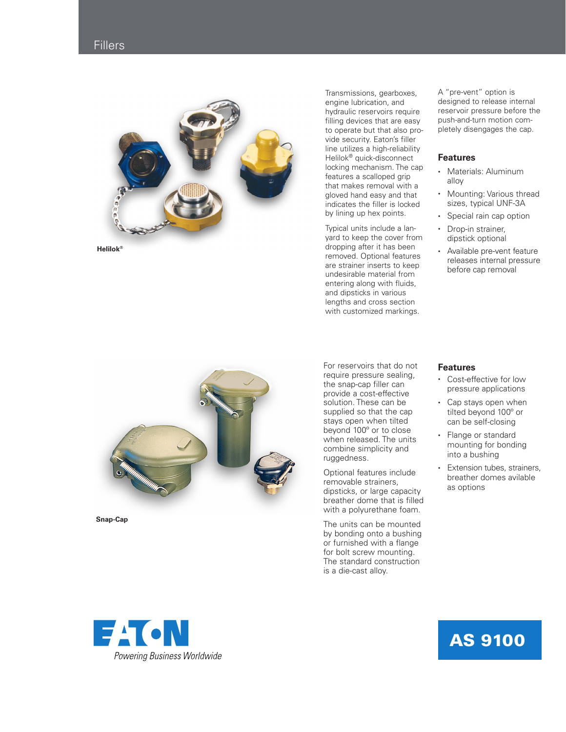# Fillers

Helilok®

Transmissions, gearboxes, engine lubrication, and hydraulic reservoirs require filling devices that are easy to operate but that also provide security. Eaton's filler line utilizes a high-reliability Helilok® quick-disconnect locking mechanism. The cap features a scalloped grip that makes removal with a gloved hand easy and that indicates the filler is locked by lining up hex points.

Typical units include a lanyard to keep the cover from dropping after it has been removed. Optional features are strainer inserts to keep undesirable material from entering along with fluids, and dipsticks in various lengths and cross section with customized markings.

A "pre-vent" option is designed to release internal reservoir pressure before the push-and-turn motion completely disengages the cap.

### Features

- Materials: Aluminum alloy
- Mounting: Various thread sizes, typical UNF-3A
- Special rain cap option
- Drop-in strainer, dipstick optional
- Available pre-vent feature releases internal pressure before cap removal

Snap-Cap

For reservoirs that do not require pressure sealing, the snap-cap filler can provide a cost-effective solution. These can be supplied so that the cap stays open when tilted beyond 100º or to close when released. The units combine simplicity and ruggedness.

Optional features include removable strainers, dipsticks, or large capacity breather dome that is filled with a polyurethane foam.

The units can be mounted by bonding onto a bushing or furnished with a flange for bolt screw mounting. The standard construction is a die-cast alloy.

### Features

- Cost-effective for low pressure applications
- Cap stays open when tilted beyond 100º or can be self-closing
- Flange or standard mounting for bonding into a bushing
- Extension tubes, strainers, breather domes avilable as options

EATON
*Powering Business Worldwide*

AS 9100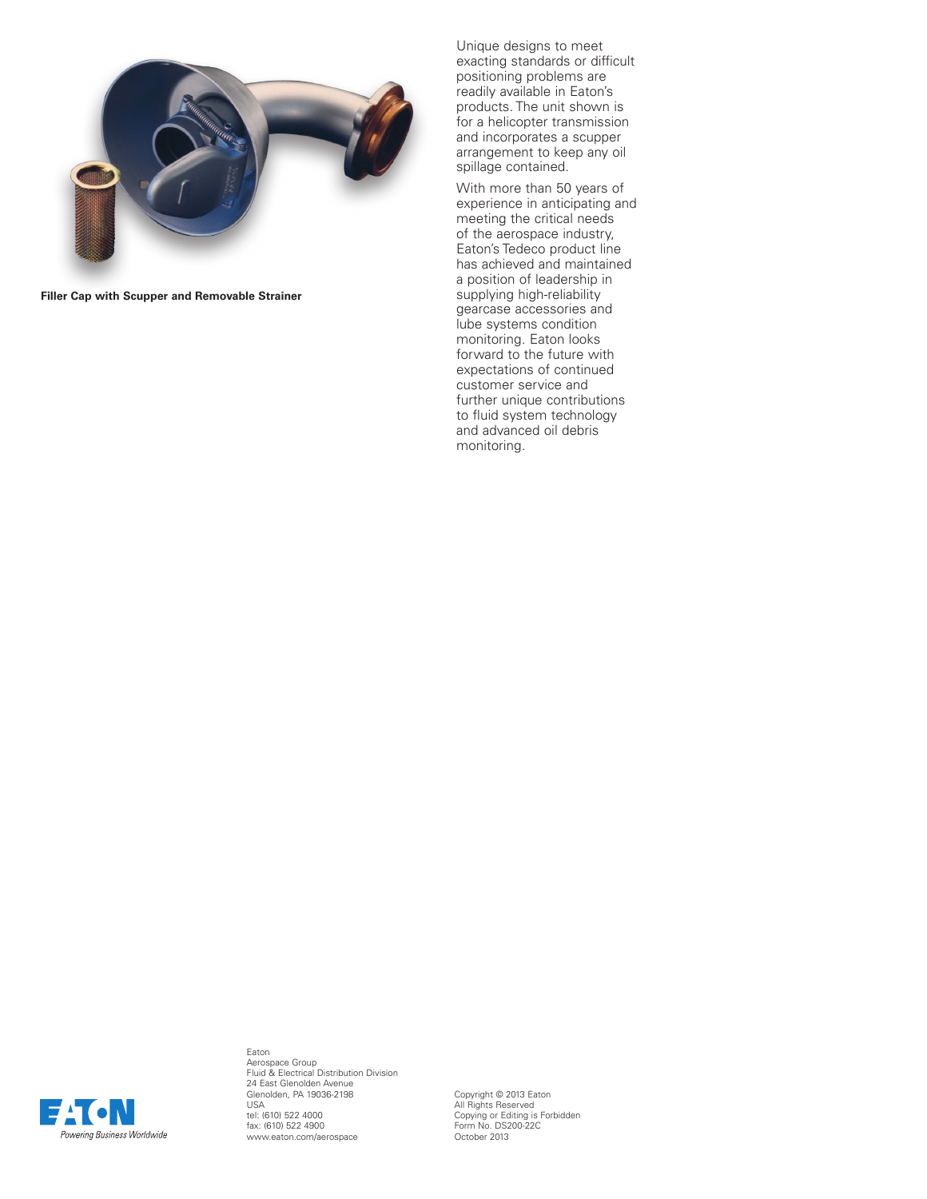**Filler Cap with Scupper and Removable Strainer**

Unique designs to meet exacting standards or difficult positioning problems are readily available in Eaton's products. The unit shown is for a helicopter transmission and incorporates a scupper arrangement to keep any oil spillage contained.

With more than 50 years of experience in anticipating and meeting the critical needs of the aerospace industry, Eaton's Tedeco product line has achieved and maintained a position of leadership in supplying high-reliability gearcase accessories and lube systems condition monitoring. Eaton looks forward to the future with expectations of continued customer service and further unique contributions to fluid system technology and advanced oil debris monitoring.

EATON
Powering Business Worldwide

Eaton
Aerospace Group
Fluid & Electrical Distribution Division
24 East Glenolden Avenue
Glenolden, PA 19036-2198
USA
tel: (610) 522 4000
fax: (610) 522 4900
www.eaton.com/aerospace

Copyright © 2013 Eaton
All Rights Reserved
Copying or Editing is Forbidden
Form No. DS200-22C
October 2013